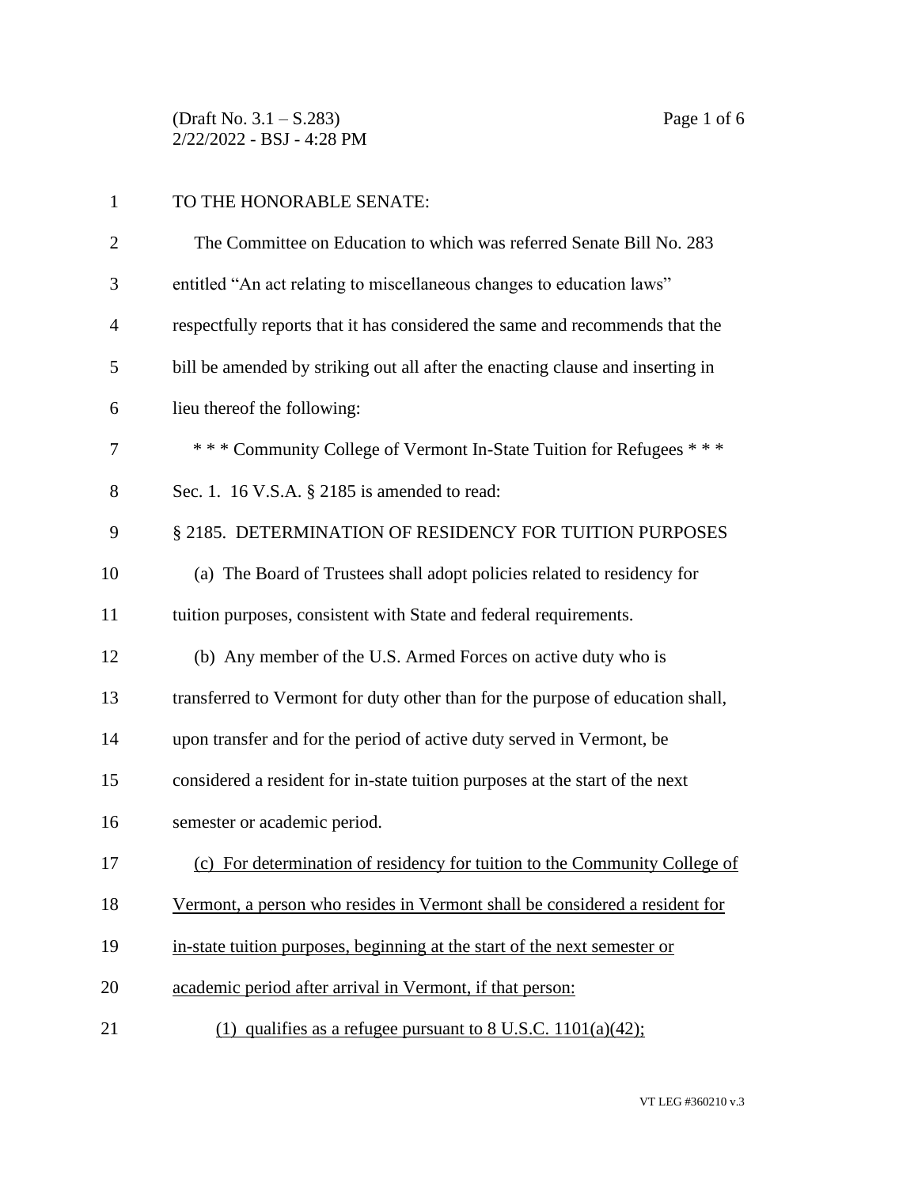(Draft No. 3.1 – S.283)
2/22/2022 - BSJ - 4:28 PM

TO THE HONORABLE SENATE:

The Committee on Education to which was referred Senate Bill No. 283 entitled "An act relating to miscellaneous changes to education laws" respectfully reports that it has considered the same and recommends that the bill be amended by striking out all after the enacting clause and inserting in lieu thereof the following:

\* \* \* Community College of Vermont In-State Tuition for Refugees \* \* \*

Sec. 1. 16 V.S.A. § 2185 is amended to read:

§ 2185. DETERMINATION OF RESIDENCY FOR TUITION PURPOSES

(a) The Board of Trustees shall adopt policies related to residency for tuition purposes, consistent with State and federal requirements.

(b) Any member of the U.S. Armed Forces on active duty who is transferred to Vermont for duty other than for the purpose of education shall, upon transfer and for the period of active duty served in Vermont, be considered a resident for in-state tuition purposes at the start of the next semester or academic period.

<u>(c) For determination of residency for tuition to the Community College of Vermont, a person who resides in Vermont shall be considered a resident for in-state tuition purposes, beginning at the start of the next semester or academic period after arrival in Vermont, if that person:</u>

<u>(1) qualifies as a refugee pursuant to 8 U.S.C. 1101(a)(42);</u>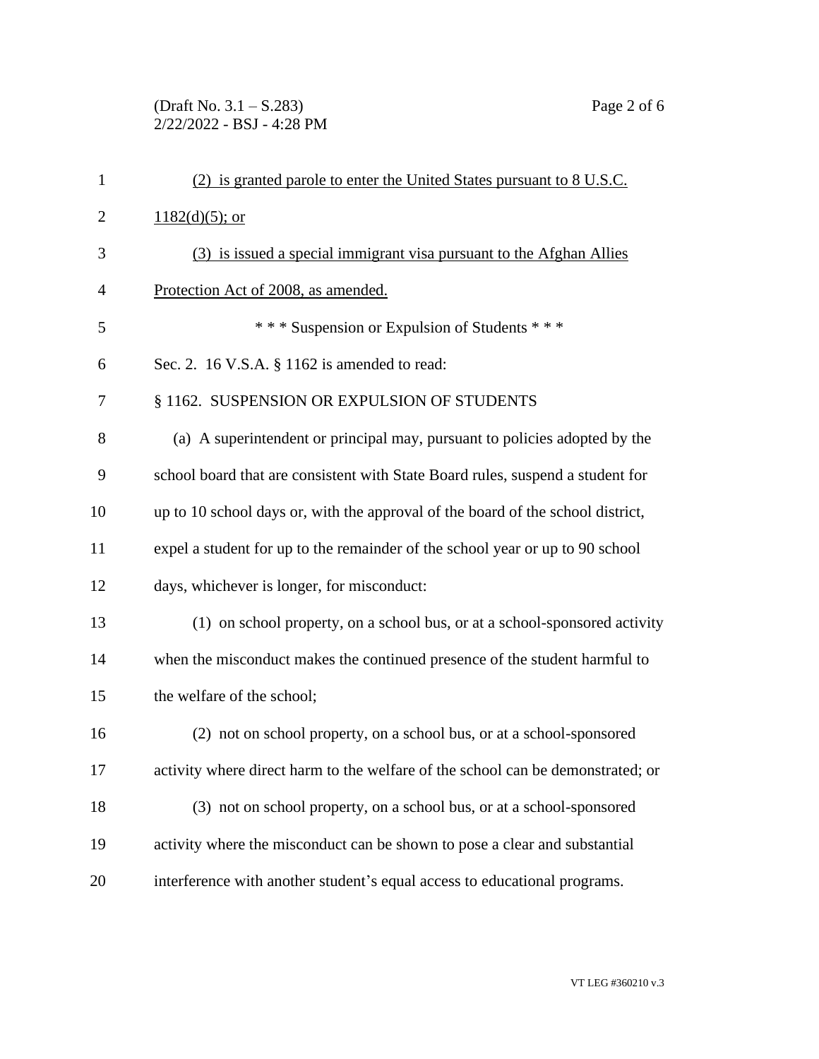(2) is granted parole to enter the United States pursuant to 8 U.S.C. 1182(d)(5); or

(3) is issued a special immigrant visa pursuant to the Afghan Allies Protection Act of 2008, as amended.

\* \* \* Suspension or Expulsion of Students \* \* \*

Sec. 2. 16 V.S.A. § 1162 is amended to read:

§ 1162. SUSPENSION OR EXPULSION OF STUDENTS

(a) A superintendent or principal may, pursuant to policies adopted by the school board that are consistent with State Board rules, suspend a student for up to 10 school days or, with the approval of the board of the school district, expel a student for up to the remainder of the school year or up to 90 school days, whichever is longer, for misconduct:

(1) on school property, on a school bus, or at a school-sponsored activity when the misconduct makes the continued presence of the student harmful to the welfare of the school;

(2) not on school property, on a school bus, or at a school-sponsored activity where direct harm to the welfare of the school can be demonstrated; or

(3) not on school property, on a school bus, or at a school-sponsored activity where the misconduct can be shown to pose a clear and substantial interference with another student's equal access to educational programs.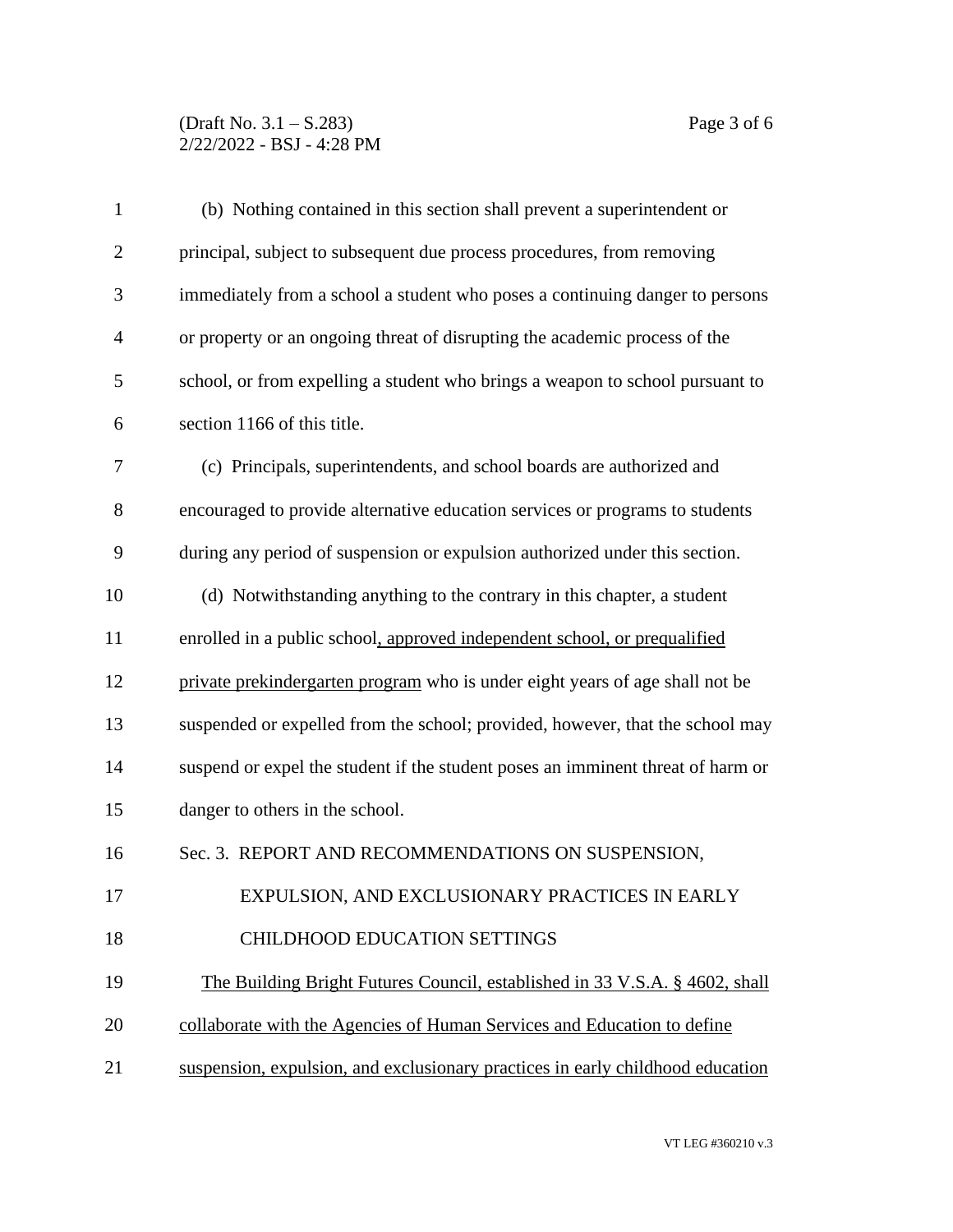(b) Nothing contained in this section shall prevent a superintendent or principal, subject to subsequent due process procedures, from removing immediately from a school a student who poses a continuing danger to persons or property or an ongoing threat of disrupting the academic process of the school, or from expelling a student who brings a weapon to school pursuant to section 1166 of this title.

(c) Principals, superintendents, and school boards are authorized and encouraged to provide alternative education services or programs to students during any period of suspension or expulsion authorized under this section.

(d) Notwithstanding anything to the contrary in this chapter, a student enrolled in a public school<u>, approved independent school, or prequalified private prekindergarten program</u> who is under eight years of age shall not be suspended or expelled from the school; provided, however, that the school may suspend or expel the student if the student poses an imminent threat of harm or danger to others in the school.

Sec. 3. REPORT AND RECOMMENDATIONS ON SUSPENSION, EXPULSION, AND EXCLUSIONARY PRACTICES IN EARLY CHILDHOOD EDUCATION SETTINGS

<u>The Building Bright Futures Council, established in 33 V.S.A. § 4602, shall collaborate with the Agencies of Human Services and Education to define suspension, expulsion, and exclusionary practices in early childhood education</u>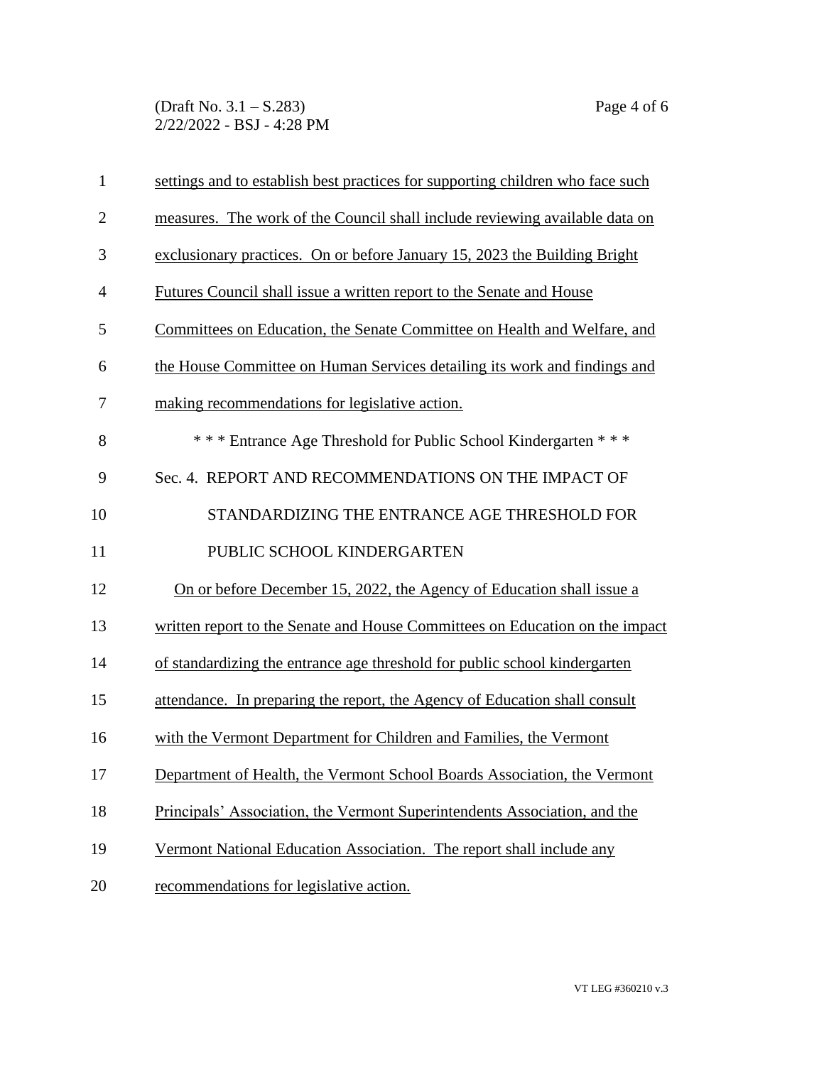settings and to establish best practices for supporting children who face such measures. The work of the Council shall include reviewing available data on exclusionary practices. On or before January 15, 2023 the Building Bright Futures Council shall issue a written report to the Senate and House Committees on Education, the Senate Committee on Health and Welfare, and the House Committee on Human Services detailing its work and findings and making recommendations for legislative action.

*** Entrance Age Threshold for Public School Kindergarten ***

Sec. 4. REPORT AND RECOMMENDATIONS ON THE IMPACT OF STANDARDIZING THE ENTRANCE AGE THRESHOLD FOR PUBLIC SCHOOL KINDERGARTEN

On or before December 15, 2022, the Agency of Education shall issue a written report to the Senate and House Committees on Education on the impact of standardizing the entrance age threshold for public school kindergarten attendance. In preparing the report, the Agency of Education shall consult with the Vermont Department for Children and Families, the Vermont Department of Health, the Vermont School Boards Association, the Vermont Principals' Association, the Vermont Superintendents Association, and the Vermont National Education Association. The report shall include any recommendations for legislative action.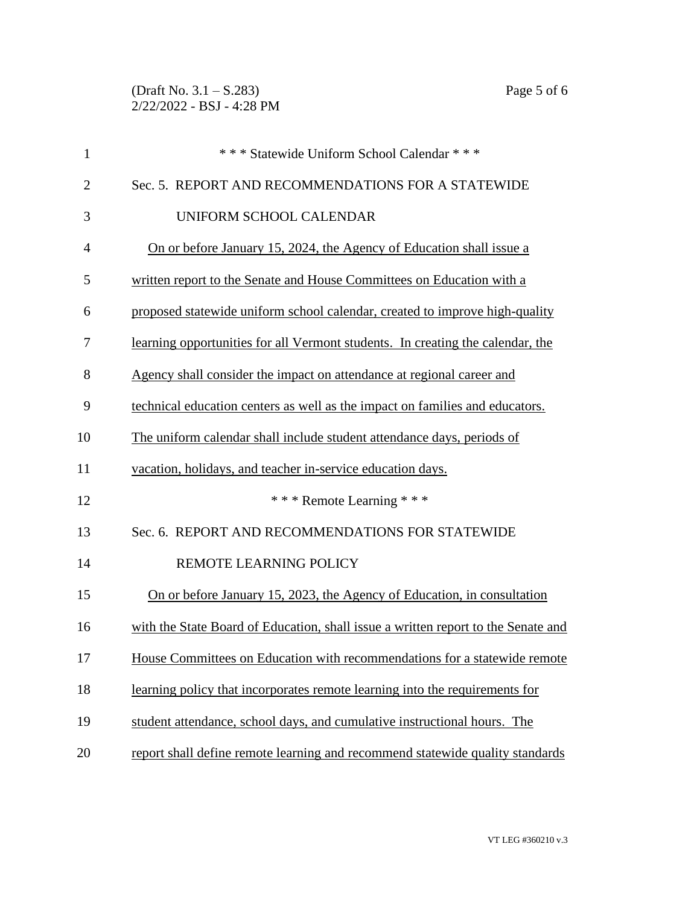\* \* \* Statewide Uniform School Calendar \* \* \*

Sec. 5. REPORT AND RECOMMENDATIONS FOR A STATEWIDE UNIFORM SCHOOL CALENDAR

On or before January 15, 2024, the Agency of Education shall issue a written report to the Senate and House Committees on Education with a proposed statewide uniform school calendar, created to improve high-quality learning opportunities for all Vermont students. In creating the calendar, the Agency shall consider the impact on attendance at regional career and technical education centers as well as the impact on families and educators. The uniform calendar shall include student attendance days, periods of vacation, holidays, and teacher in-service education days.

\* \* \* Remote Learning \* \* \*

Sec. 6. REPORT AND RECOMMENDATIONS FOR STATEWIDE REMOTE LEARNING POLICY

On or before January 15, 2023, the Agency of Education, in consultation with the State Board of Education, shall issue a written report to the Senate and House Committees on Education with recommendations for a statewide remote learning policy that incorporates remote learning into the requirements for student attendance, school days, and cumulative instructional hours. The report shall define remote learning and recommend statewide quality standards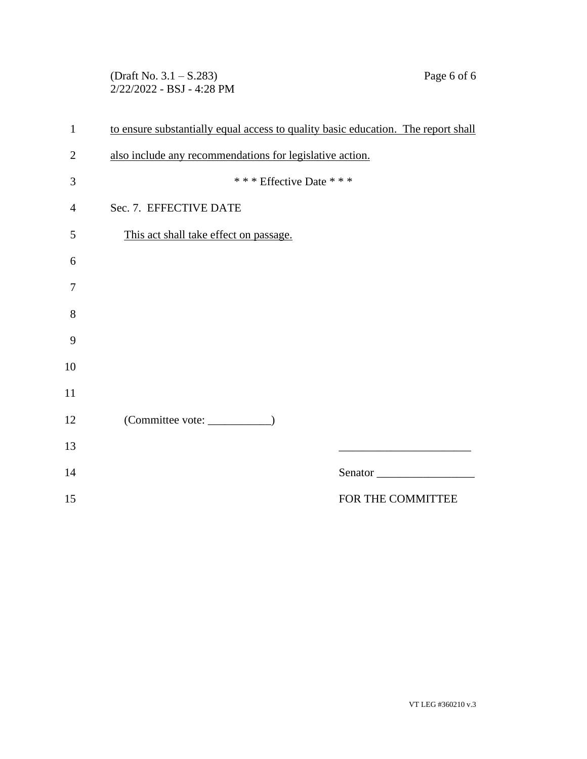to ensure substantially equal access to quality basic education. The report shall also include any recommendations for legislative action.

\* \* \* Effective Date \* \* \*

Sec. 7. EFFECTIVE DATE

This act shall take effect on passage.

(Committee vote: ___________)

_______________________

Senator _________________

FOR THE COMMITTEE